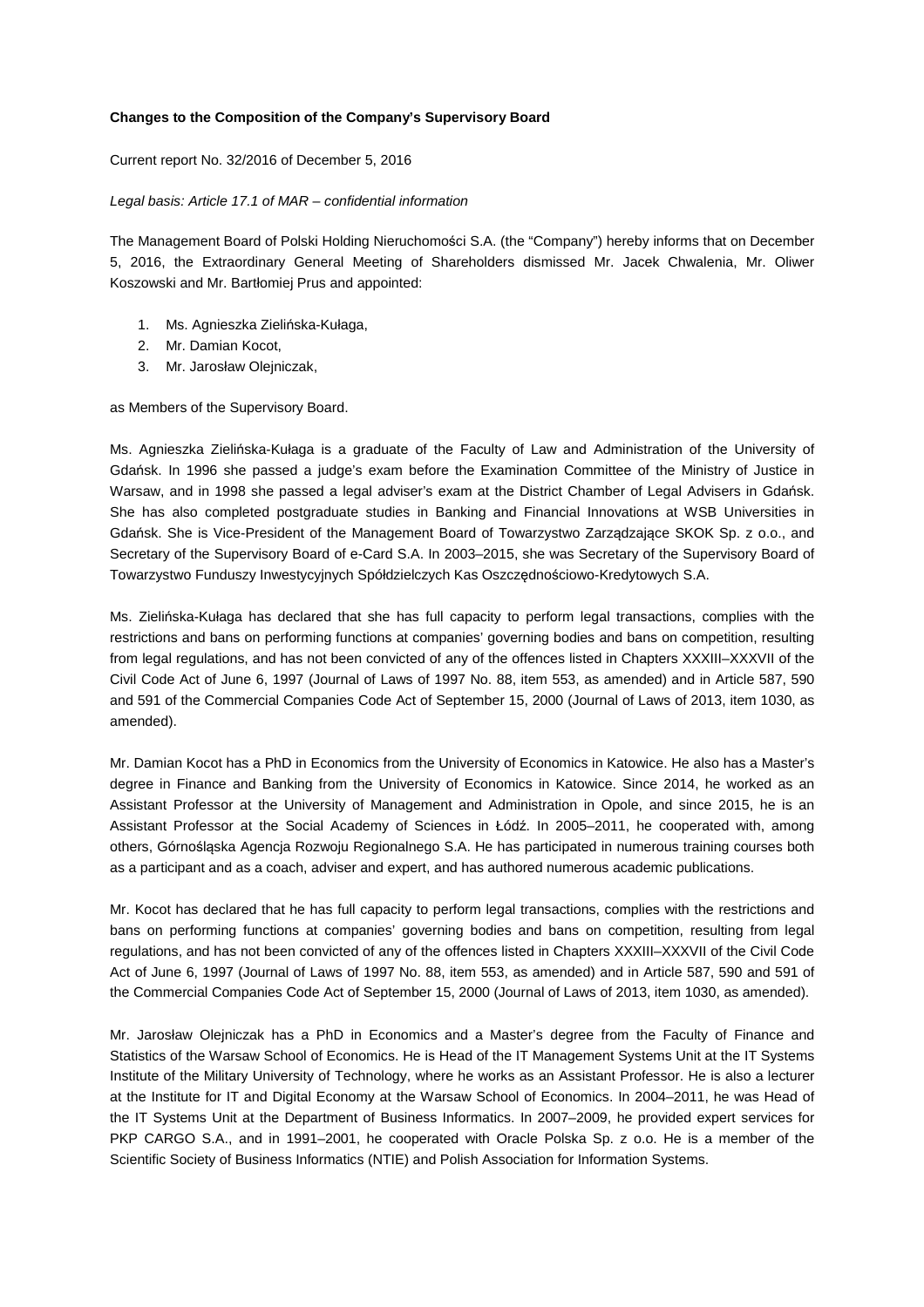**Changes to the Composition of the Company's Supervisory Board**

Current report No. 32/2016 of December 5, 2016

*Legal basis: Article 17.1 of MAR – confidential information*

The Management Board of Polski Holding Nieruchomości S.A. (the "Company") hereby informs that on December 5, 2016, the Extraordinary General Meeting of Shareholders dismissed Mr. Jacek Chwalenia, Mr. Oliwer Koszowski and Mr. Bartłomiej Prus and appointed:

1. Ms. Agnieszka Zielińska-Kułaga,
2. Mr. Damian Kocot,
3. Mr. Jarosław Olejniczak,

as Members of the Supervisory Board.

Ms. Agnieszka Zielińska-Kułaga is a graduate of the Faculty of Law and Administration of the University of Gdańsk. In 1996 she passed a judge's exam before the Examination Committee of the Ministry of Justice in Warsaw, and in 1998 she passed a legal adviser's exam at the District Chamber of Legal Advisers in Gdańsk. She has also completed postgraduate studies in Banking and Financial Innovations at WSB Universities in Gdańsk. She is Vice-President of the Management Board of Towarzystwo Zarządzające SKOK Sp. z o.o., and Secretary of the Supervisory Board of e-Card S.A. In 2003–2015, she was Secretary of the Supervisory Board of Towarzystwo Funduszy Inwestycyjnych Spółdzielczych Kas Oszczędnościowo-Kredytowych S.A.

Ms. Zielińska-Kułaga has declared that she has full capacity to perform legal transactions, complies with the restrictions and bans on performing functions at companies' governing bodies and bans on competition, resulting from legal regulations, and has not been convicted of any of the offences listed in Chapters XXXIII–XXXVII of the Civil Code Act of June 6, 1997 (Journal of Laws of 1997 No. 88, item 553, as amended) and in Article 587, 590 and 591 of the Commercial Companies Code Act of September 15, 2000 (Journal of Laws of 2013, item 1030, as amended).

Mr. Damian Kocot has a PhD in Economics from the University of Economics in Katowice. He also has a Master's degree in Finance and Banking from the University of Economics in Katowice. Since 2014, he worked as an Assistant Professor at the University of Management and Administration in Opole, and since 2015, he is an Assistant Professor at the Social Academy of Sciences in Łódź. In 2005–2011, he cooperated with, among others, Górnośląska Agencja Rozwoju Regionalnego S.A. He has participated in numerous training courses both as a participant and as a coach, adviser and expert, and has authored numerous academic publications.

Mr. Kocot has declared that he has full capacity to perform legal transactions, complies with the restrictions and bans on performing functions at companies' governing bodies and bans on competition, resulting from legal regulations, and has not been convicted of any of the offences listed in Chapters XXXIII–XXXVII of the Civil Code Act of June 6, 1997 (Journal of Laws of 1997 No. 88, item 553, as amended) and in Article 587, 590 and 591 of the Commercial Companies Code Act of September 15, 2000 (Journal of Laws of 2013, item 1030, as amended).

Mr. Jarosław Olejniczak has a PhD in Economics and a Master's degree from the Faculty of Finance and Statistics of the Warsaw School of Economics. He is Head of the IT Management Systems Unit at the IT Systems Institute of the Military University of Technology, where he works as an Assistant Professor. He is also a lecturer at the Institute for IT and Digital Economy at the Warsaw School of Economics. In 2004–2011, he was Head of the IT Systems Unit at the Department of Business Informatics. In 2007–2009, he provided expert services for PKP CARGO S.A., and in 1991–2001, he cooperated with Oracle Polska Sp. z o.o. He is a member of the Scientific Society of Business Informatics (NTIE) and Polish Association for Information Systems.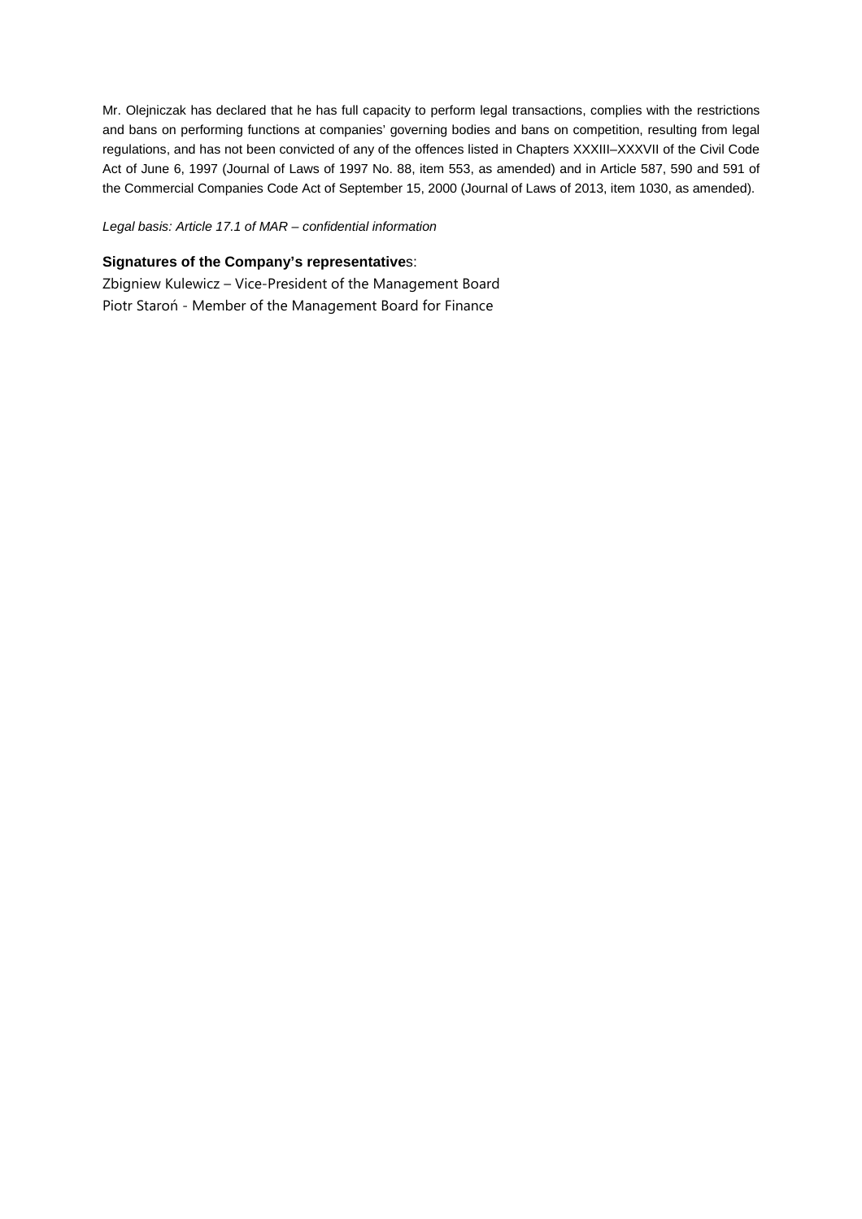Mr. Olejniczak has declared that he has full capacity to perform legal transactions, complies with the restrictions and bans on performing functions at companies' governing bodies and bans on competition, resulting from legal regulations, and has not been convicted of any of the offences listed in Chapters XXXIII–XXXVII of the Civil Code Act of June 6, 1997 (Journal of Laws of 1997 No. 88, item 553, as amended) and in Article 587, 590 and 591 of the Commercial Companies Code Act of September 15, 2000 (Journal of Laws of 2013, item 1030, as amended).

*Legal basis: Article 17.1 of MAR – confidential information*

**Signatures of the Company's representatives**:

Zbigniew Kulewicz – Vice-President of the Management Board
Piotr Staroń - Member of the Management Board for Finance